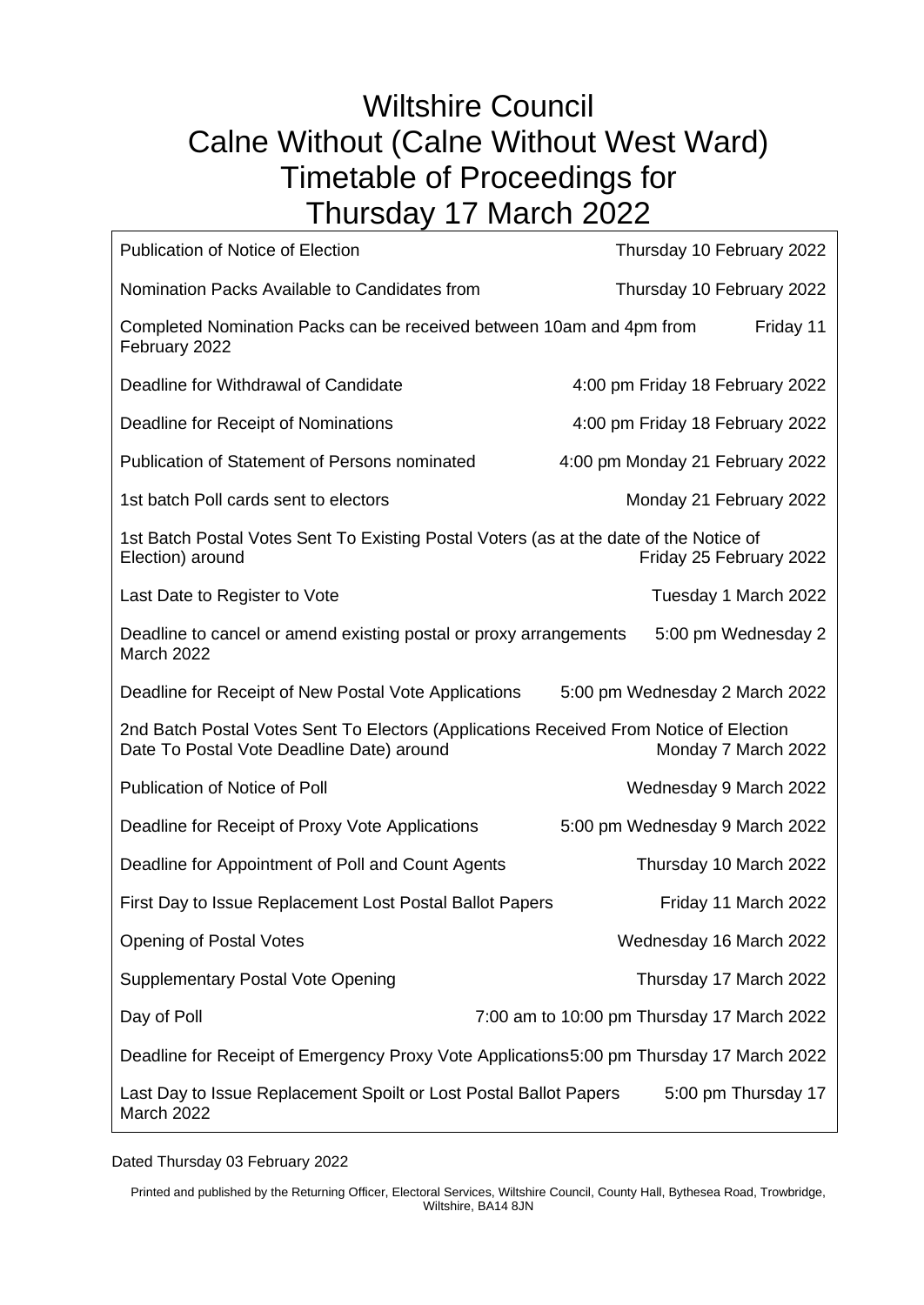# Wiltshire Council
# Calne Without (Calne Without West Ward)
# Timetable of Proceedings for
# Thursday 17 March 2022

| Event | Date |
| --- | --- |
| Publication of Notice of Election | Thursday 10 February 2022 |
| Nomination Packs Available to Candidates from | Thursday 10 February 2022 |
| Completed Nomination Packs can be received between 10am and 4pm from | Friday 11 February 2022 |
| Deadline for Withdrawal of Candidate | 4:00 pm Friday 18 February 2022 |
| Deadline for Receipt of Nominations | 4:00 pm Friday 18 February 2022 |
| Publication of Statement of Persons nominated | 4:00 pm Monday 21 February 2022 |
| 1st batch Poll cards sent to electors | Monday 21 February 2022 |
| 1st Batch Postal Votes Sent To Existing Postal Voters (as at the date of the Notice of Election) around | Friday 25 February 2022 |
| Last Date to Register to Vote | Tuesday 1 March 2022 |
| Deadline to cancel or amend existing postal or proxy arrangements | 5:00 pm Wednesday 2 March 2022 |
| Deadline for Receipt of New Postal Vote Applications | 5:00 pm Wednesday 2 March 2022 |
| 2nd Batch Postal Votes Sent To Electors (Applications Received From Notice of Election Date To Postal Vote Deadline Date) around | Monday 7 March 2022 |
| Publication of Notice of Poll | Wednesday 9 March 2022 |
| Deadline for Receipt of Proxy Vote Applications | 5:00 pm Wednesday 9 March 2022 |
| Deadline for Appointment of Poll and Count Agents | Thursday 10 March 2022 |
| First Day to Issue Replacement Lost Postal Ballot Papers | Friday 11 March 2022 |
| Opening of Postal Votes | Wednesday 16 March 2022 |
| Supplementary Postal Vote Opening | Thursday 17 March 2022 |
| Day of Poll | 7:00 am to 10:00 pm Thursday 17 March 2022 |
| Deadline for Receipt of Emergency Proxy Vote Applications | 5:00 pm Thursday 17 March 2022 |
| Last Day to Issue Replacement Spoilt or Lost Postal Ballot Papers | 5:00 pm Thursday 17 March 2022 |

Dated Thursday 03 February 2022

Printed and published by the Returning Officer, Electoral Services, Wiltshire Council, County Hall, Bythesea Road, Trowbridge, Wiltshire, BA14 8JN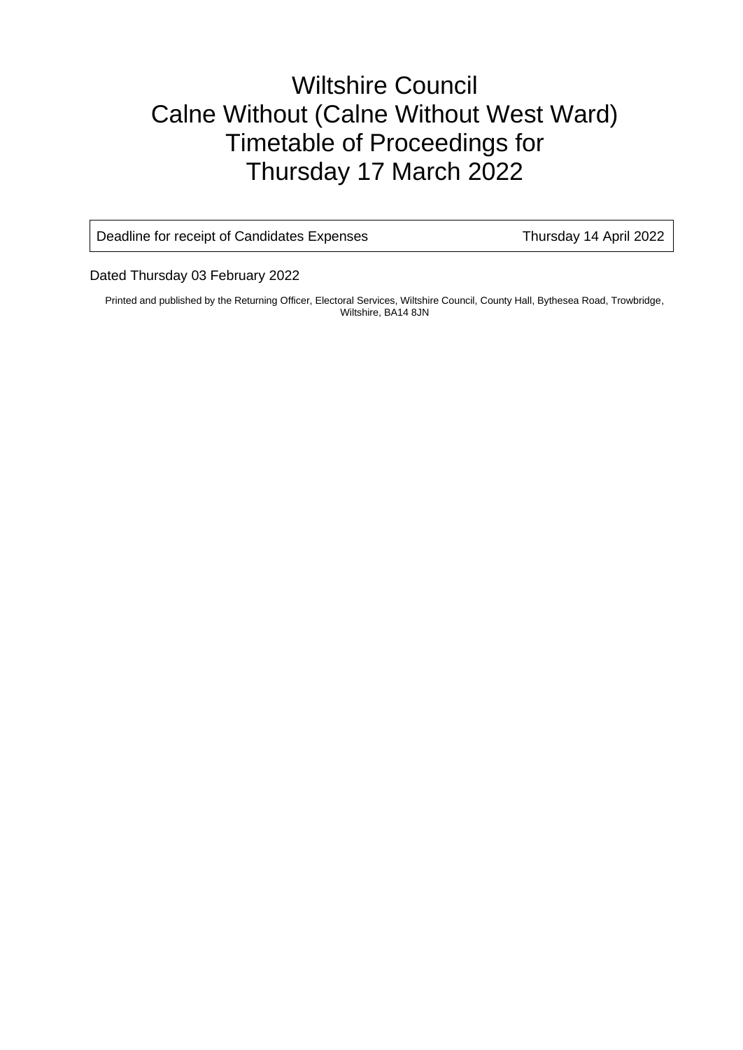# Wiltshire Council
# Calne Without (Calne Without West Ward)
# Timetable of Proceedings for
# Thursday 17 March 2022

| | |
|---|---|
| Deadline for receipt of Candidates Expenses | Thursday 14 April 2022 |

Dated Thursday 03 February 2022

Printed and published by the Returning Officer, Electoral Services, Wiltshire Council, County Hall, Bythesea Road, Trowbridge, Wiltshire, BA14 8JN